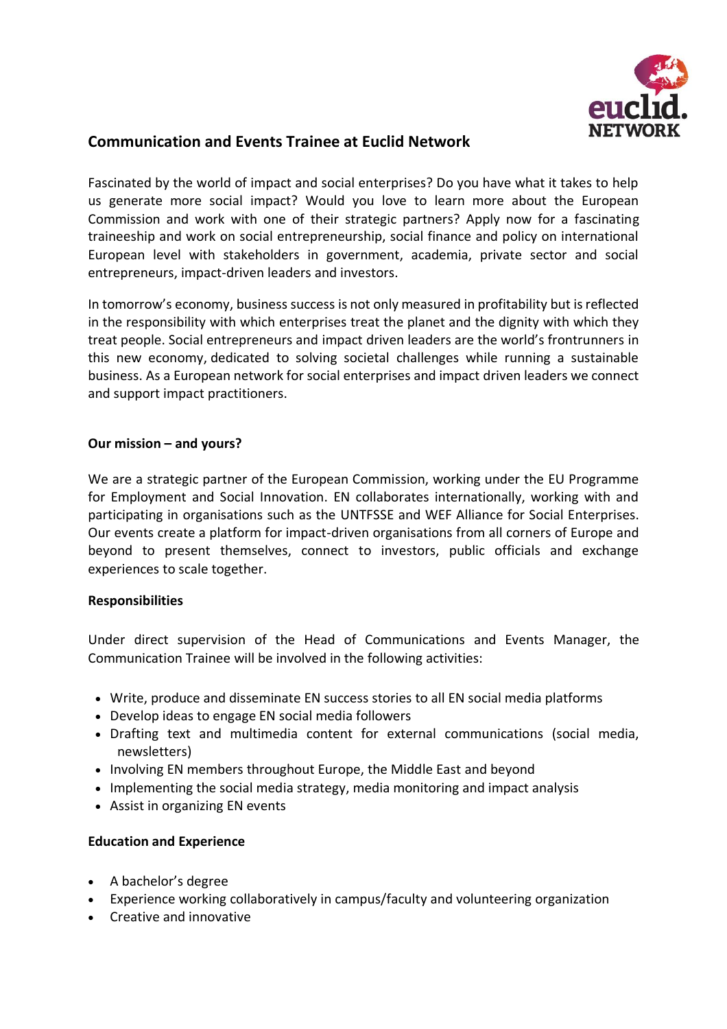# Communication and Events Trainee at Euclid Network

Fascinated by the world of impact and social enterprises? Do you have what it takes to help us generate more social impact? Would you love to learn more about the European Commission and work with one of their strategic partners? Apply now for a fascinating traineeship and work on social entrepreneurship, social finance and policy on international European level with stakeholders in government, academia, private sector and social entrepreneurs, impact-driven leaders and investors.

In tomorrow's economy, business success is not only measured in profitability but is reflected in the responsibility with which enterprises treat the planet and the dignity with which they treat people. Social entrepreneurs and impact driven leaders are the world's frontrunners in this new economy, dedicated to solving societal challenges while running a sustainable business. As a European network for social enterprises and impact driven leaders we connect and support impact practitioners.

**Our mission – and yours?**

We are a strategic partner of the European Commission, working under the EU Programme for Employment and Social Innovation. EN collaborates internationally, working with and participating in organisations such as the UNTFSSE and WEF Alliance for Social Enterprises. Our events create a platform for impact-driven organisations from all corners of Europe and beyond to present themselves, connect to investors, public officials and exchange experiences to scale together.

**Responsibilities**

Under direct supervision of the Head of Communications and Events Manager, the Communication Trainee will be involved in the following activities:

- Write, produce and disseminate EN success stories to all EN social media platforms
- Develop ideas to engage EN social media followers
- Drafting text and multimedia content for external communications (social media, newsletters)
- Involving EN members throughout Europe, the Middle East and beyond
- Implementing the social media strategy, media monitoring and impact analysis
- Assist in organizing EN events

**Education and Experience**

- A bachelor's degree
- Experience working collaboratively in campus/faculty and volunteering organization
- Creative and innovative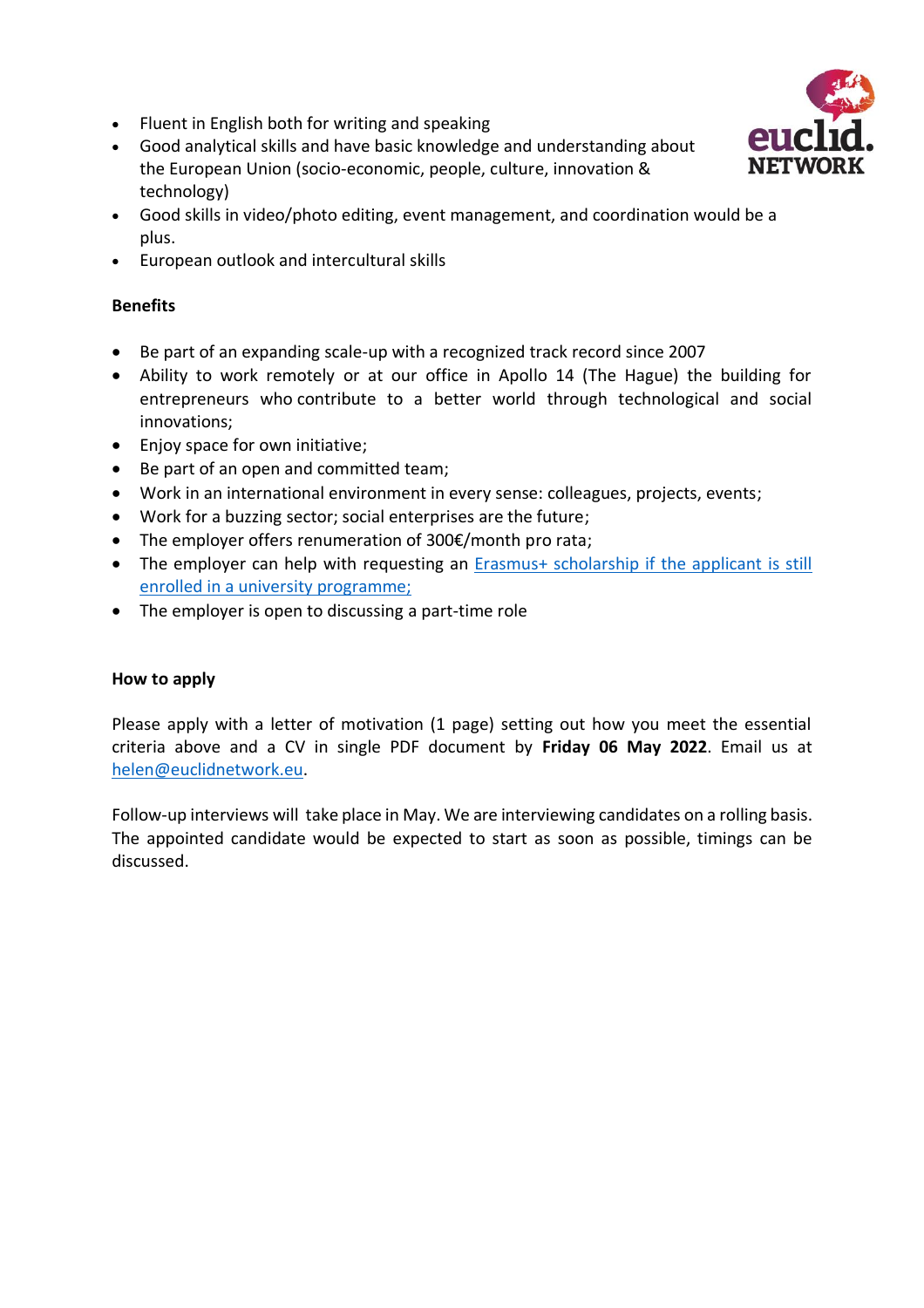- Fluent in English both for writing and speaking
- Good analytical skills and have basic knowledge and understanding about the European Union (socio-economic, people, culture, innovation & technology)
- Good skills in video/photo editing, event management, and coordination would be a plus.
- European outlook and intercultural skills

**Benefits**

- Be part of an expanding scale-up with a recognized track record since 2007
- Ability to work remotely or at our office in Apollo 14 (The Hague) the building for entrepreneurs who contribute to a better world through technological and social innovations;
- Enjoy space for own initiative;
- Be part of an open and committed team;
- Work in an international environment in every sense: colleagues, projects, events;
- Work for a buzzing sector; social enterprises are the future;
- The employer offers renumeration of 300€/month pro rata;
- The employer can help with requesting an Erasmus+ scholarship if the applicant is still enrolled in a university programme;
- The employer is open to discussing a part-time role

**How to apply**

Please apply with a letter of motivation (1 page) setting out how you meet the essential criteria above and a CV in single PDF document by **Friday 06 May 2022**. Email us at helen@euclidnetwork.eu.

Follow-up interviews will take place in May. We are interviewing candidates on a rolling basis. The appointed candidate would be expected to start as soon as possible, timings can be discussed.